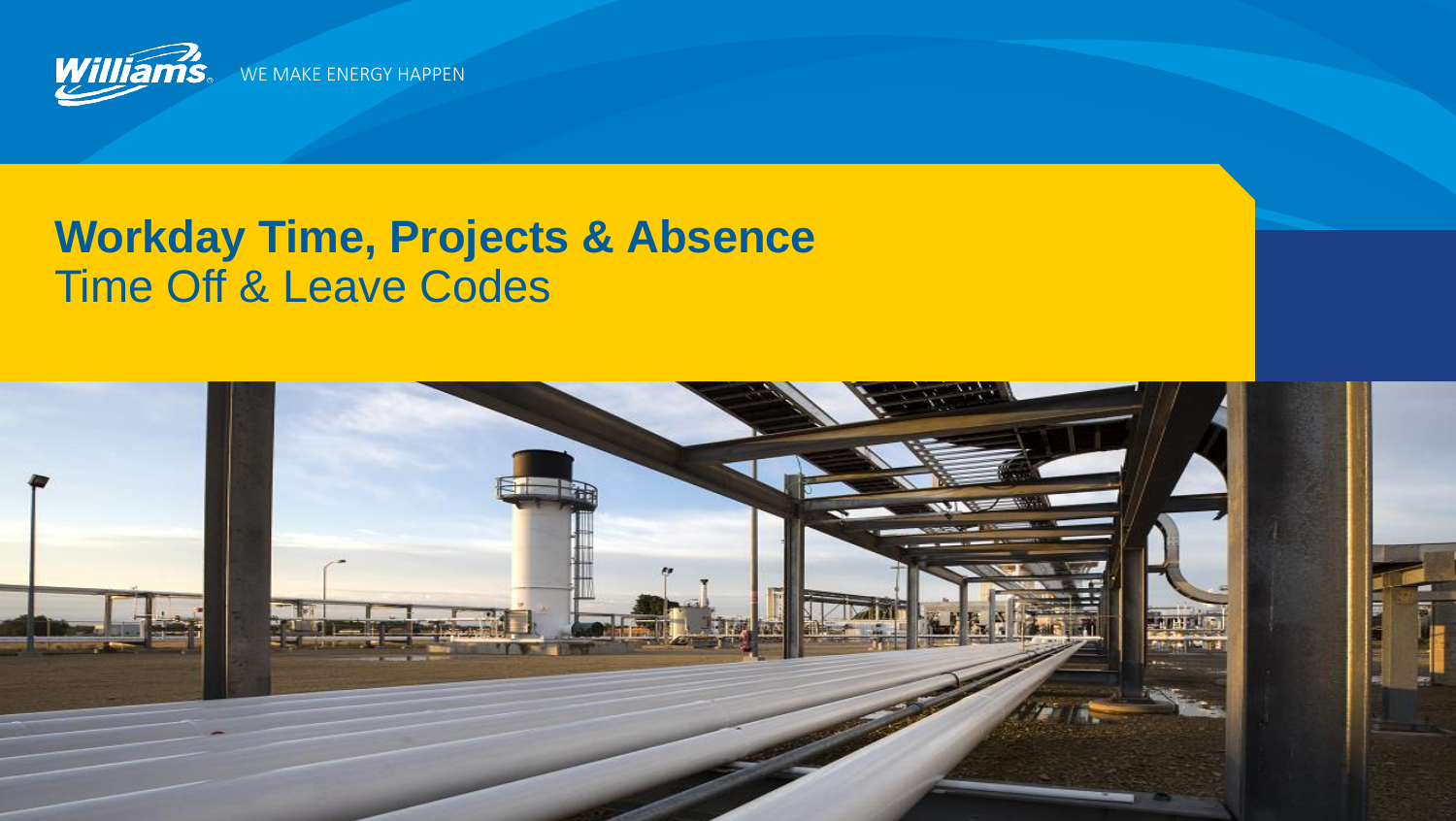Williams WE MAKE ENERGY HAPPEN

# Workday Time, Projects & Absence

## Time Off & Leave Codes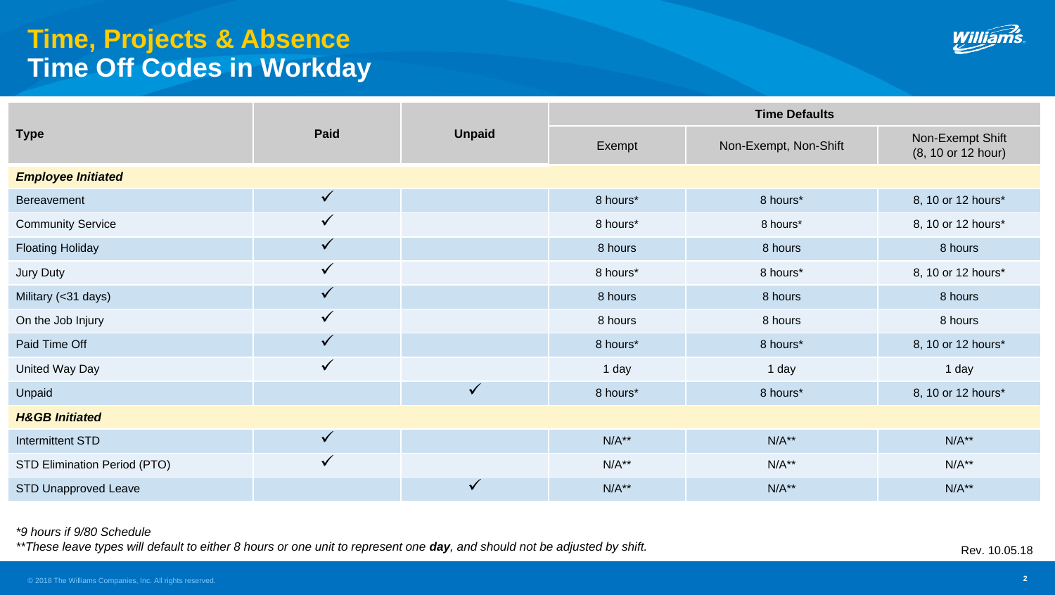# Time, Projects & Absence
## Time Off Codes in Workday

| Type | Paid | Unpaid | Time Defaults | | |
|---|---|---|---|---|---|
| | | | Exempt | Non-Exempt, Non-Shift | Non-Exempt Shift (8, 10 or 12 hour) |
| ***Employee Initiated*** | | | | | |
| Bereavement | ✓ | | 8 hours* | 8 hours* | 8, 10 or 12 hours* |
| Community Service | ✓ | | 8 hours* | 8 hours* | 8, 10 or 12 hours* |
| Floating Holiday | ✓ | | 8 hours | 8 hours | 8 hours |
| Jury Duty | ✓ | | 8 hours* | 8 hours* | 8, 10 or 12 hours* |
| Military (<31 days) | ✓ | | 8 hours | 8 hours | 8 hours |
| On the Job Injury | ✓ | | 8 hours | 8 hours | 8 hours |
| Paid Time Off | ✓ | | 8 hours* | 8 hours* | 8, 10 or 12 hours* |
| United Way Day | ✓ | | 1 day | 1 day | 1 day |
| Unpaid | | ✓ | 8 hours* | 8 hours* | 8, 10 or 12 hours* |
| ***H&GB Initiated*** | | | | | |
| Intermittent STD | ✓ | | N/A** | N/A** | N/A** |
| STD Elimination Period (PTO) | ✓ | | N/A** | N/A** | N/A** |
| STD Unapproved Leave | | ✓ | N/A** | N/A** | N/A** |

*\*9 hours if 9/80 Schedule*

*\*\*These leave types will default to either 8 hours or one unit to represent one **day**, and should not be adjusted by shift.*

Rev. 10.05.18

© 2018 The Williams Companies, Inc. All rights reserved.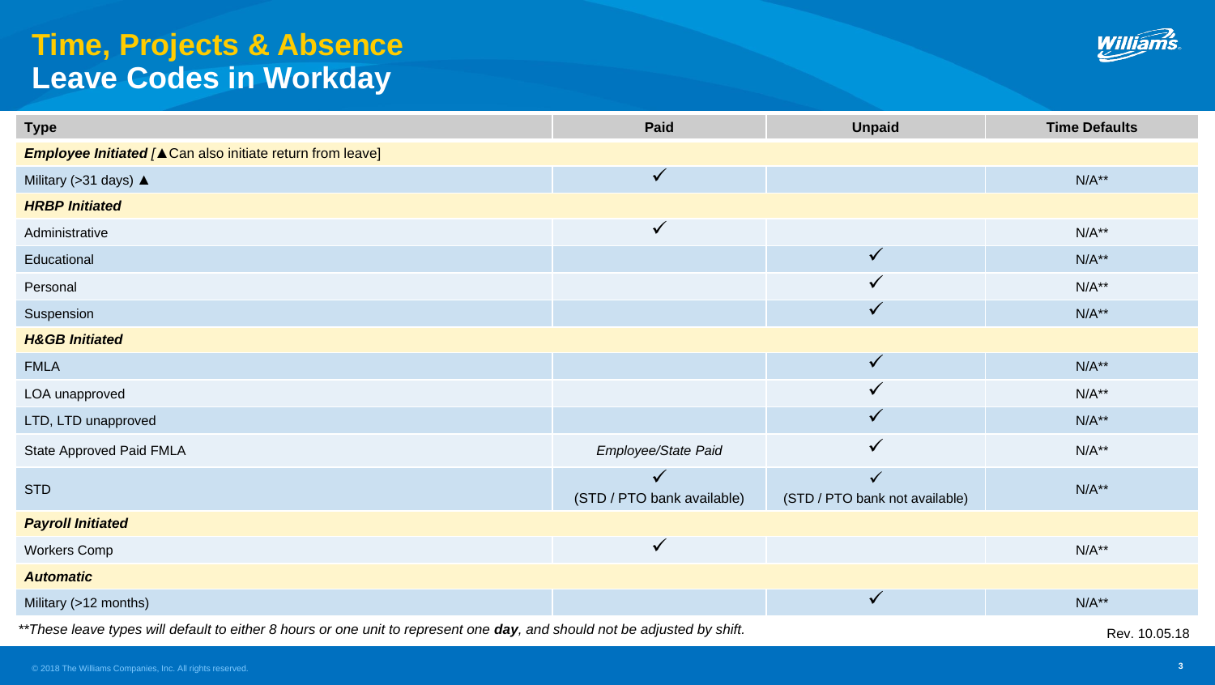# Time, Projects & Absence
## Leave Codes in Workday

| Type | Paid | Unpaid | Time Defaults |
|---|---|---|---|
| ***Employee Initiated*** *[*▲Can also initiate return from leave] | | | |
| Military (>31 days) ▲ | ✓ | | N/A** |
| ***HRBP Initiated*** | | | |
| Administrative | ✓ | | N/A** |
| Educational | | ✓ | N/A** |
| Personal | | ✓ | N/A** |
| Suspension | | ✓ | N/A** |
| ***H&GB Initiated*** | | | |
| FMLA | | ✓ | N/A** |
| LOA unapproved | | ✓ | N/A** |
| LTD, LTD unapproved | | ✓ | N/A** |
| State Approved Paid FMLA | *Employee/State Paid* | ✓ | N/A** |
| STD | ✓ (STD / PTO bank available) | ✓ (STD / PTO bank not available) | N/A** |
| ***Payroll Initiated*** | | | |
| Workers Comp | ✓ | | N/A** |
| ***Automatic*** | | | |
| Military (>12 months) | | ✓ | N/A** |

*\*\*These leave types will default to either 8 hours or one unit to represent one **day**, and should not be adjusted by shift.*

Rev. 10.05.18

© 2018 The Williams Companies, Inc. All rights reserved.